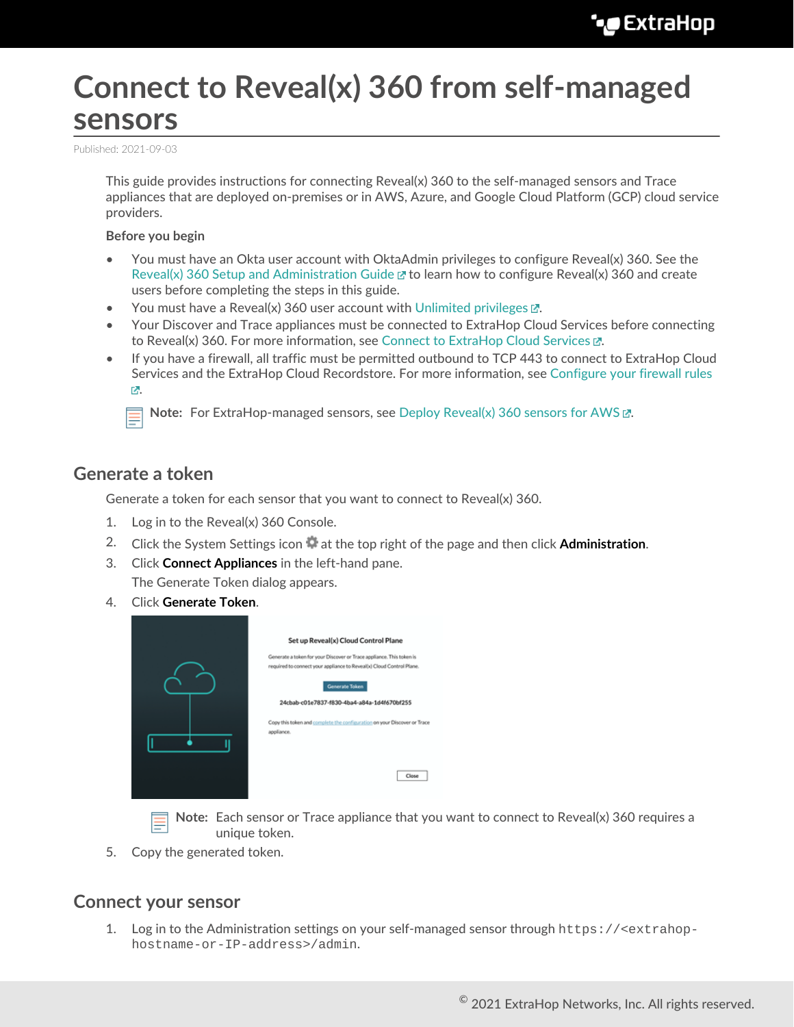# Connect to Reveal(x) 360 from self-managed sensors

Published: 2021-09-03

This guide provides instructions for connecting Reveal(x) 360 to the self-managed sensors and Trace appliances that are deployed on-premises or in AWS, Azure, and Google Cloud Platform (GCP) cloud service providers.

**Before you begin**

- You must have an Okta user account with OktaAdmin privileges to configure Reveal(x) 360. See the Reveal(x) 360 Setup and Administration Guide to learn how to configure Reveal(x) 360 and create users before completing the steps in this guide.
- You must have a Reveal(x) 360 user account with Unlimited privileges.
- Your Discover and Trace appliances must be connected to ExtraHop Cloud Services before connecting to Reveal(x) 360. For more information, see Connect to ExtraHop Cloud Services.
- If you have a firewall, all traffic must be permitted outbound to TCP 443 to connect to ExtraHop Cloud Services and the ExtraHop Cloud Recordstore. For more information, see Configure your firewall rules.

**Note:** For ExtraHop-managed sensors, see Deploy Reveal(x) 360 sensors for AWS.

## Generate a token

Generate a token for each sensor that you want to connect to Reveal(x) 360.

1. Log in to the Reveal(x) 360 Console.
2. Click the System Settings icon at the top right of the page and then click **Administration**.
3. Click **Connect Appliances** in the left-hand pane.

   The Generate Token dialog appears.
4. Click **Generate Token**.

   **Note:** Each sensor or Trace appliance that you want to connect to Reveal(x) 360 requires a unique token.
5. Copy the generated token.

## Connect your sensor

1. Log in to the Administration settings on your self-managed sensor through `https://<extrahop-hostname-or-IP-address>/admin`.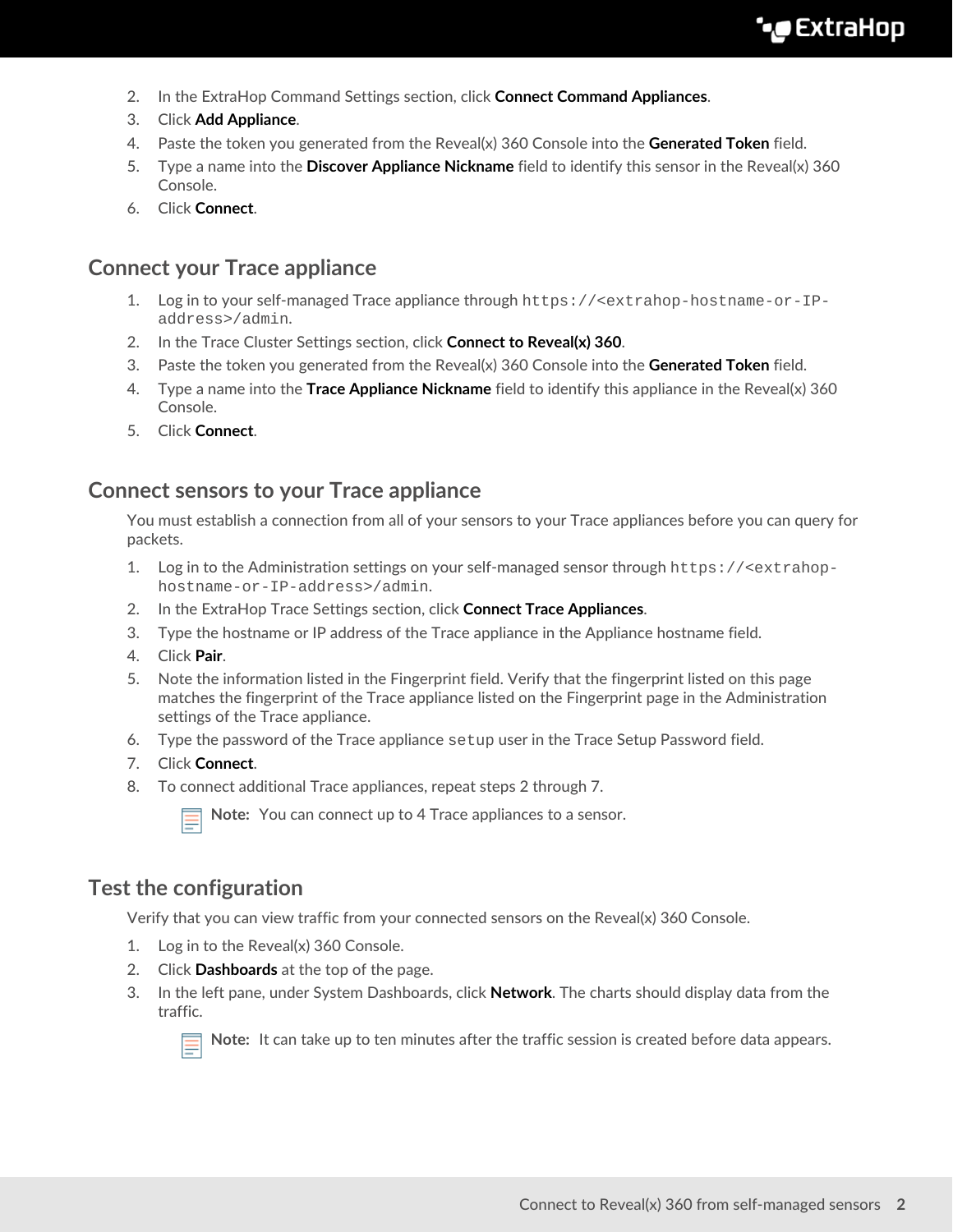2. In the ExtraHop Command Settings section, click **Connect Command Appliances**.
3. Click **Add Appliance**.
4. Paste the token you generated from the Reveal(x) 360 Console into the **Generated Token** field.
5. Type a name into the **Discover Appliance Nickname** field to identify this sensor in the Reveal(x) 360 Console.
6. Click **Connect**.

## Connect your Trace appliance

1. Log in to your self-managed Trace appliance through `https://<extrahop-hostname-or-IP-address>/admin`.
2. In the Trace Cluster Settings section, click **Connect to Reveal(x) 360**.
3. Paste the token you generated from the Reveal(x) 360 Console into the **Generated Token** field.
4. Type a name into the **Trace Appliance Nickname** field to identify this appliance in the Reveal(x) 360 Console.
5. Click **Connect**.

## Connect sensors to your Trace appliance

You must establish a connection from all of your sensors to your Trace appliances before you can query for packets.

1. Log in to the Administration settings on your self-managed sensor through `https://<extrahop-hostname-or-IP-address>/admin`.
2. In the ExtraHop Trace Settings section, click **Connect Trace Appliances**.
3. Type the hostname or IP address of the Trace appliance in the Appliance hostname field.
4. Click **Pair**.
5. Note the information listed in the Fingerprint field. Verify that the fingerprint listed on this page matches the fingerprint of the Trace appliance listed on the Fingerprint page in the Administration settings of the Trace appliance.
6. Type the password of the Trace appliance `setup` user in the Trace Setup Password field.
7. Click **Connect**.
8. To connect additional Trace appliances, repeat steps 2 through 7.

   **Note:** You can connect up to 4 Trace appliances to a sensor.

## Test the configuration

Verify that you can view traffic from your connected sensors on the Reveal(x) 360 Console.

1. Log in to the Reveal(x) 360 Console.
2. Click **Dashboards** at the top of the page.
3. In the left pane, under System Dashboards, click **Network**. The charts should display data from the traffic.

   **Note:** It can take up to ten minutes after the traffic session is created before data appears.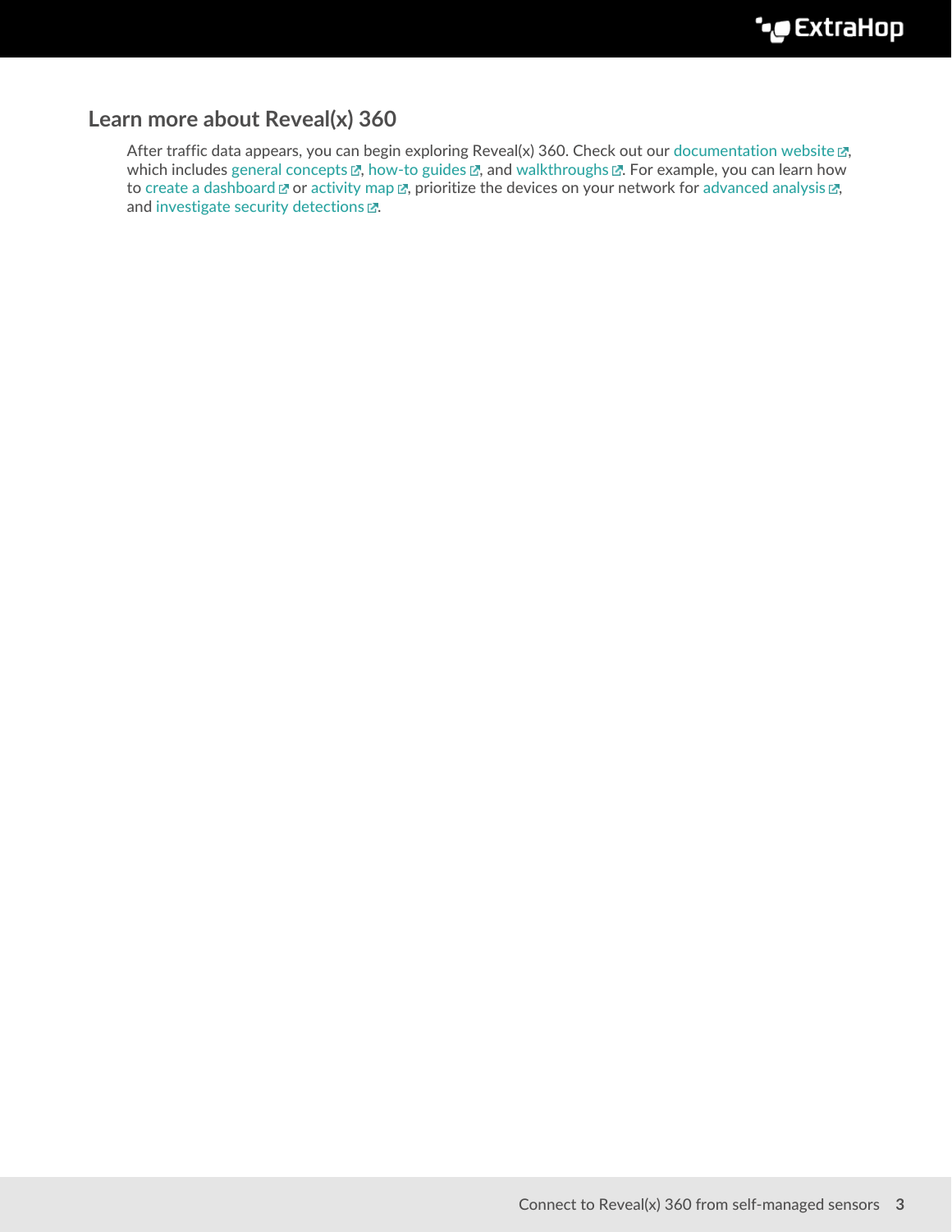## Learn more about Reveal(x) 360

After traffic data appears, you can begin exploring Reveal(x) 360. Check out our documentation website, which includes general concepts, how-to guides, and walkthroughs. For example, you can learn how to create a dashboard or activity map, prioritize the devices on your network for advanced analysis, and investigate security detections.